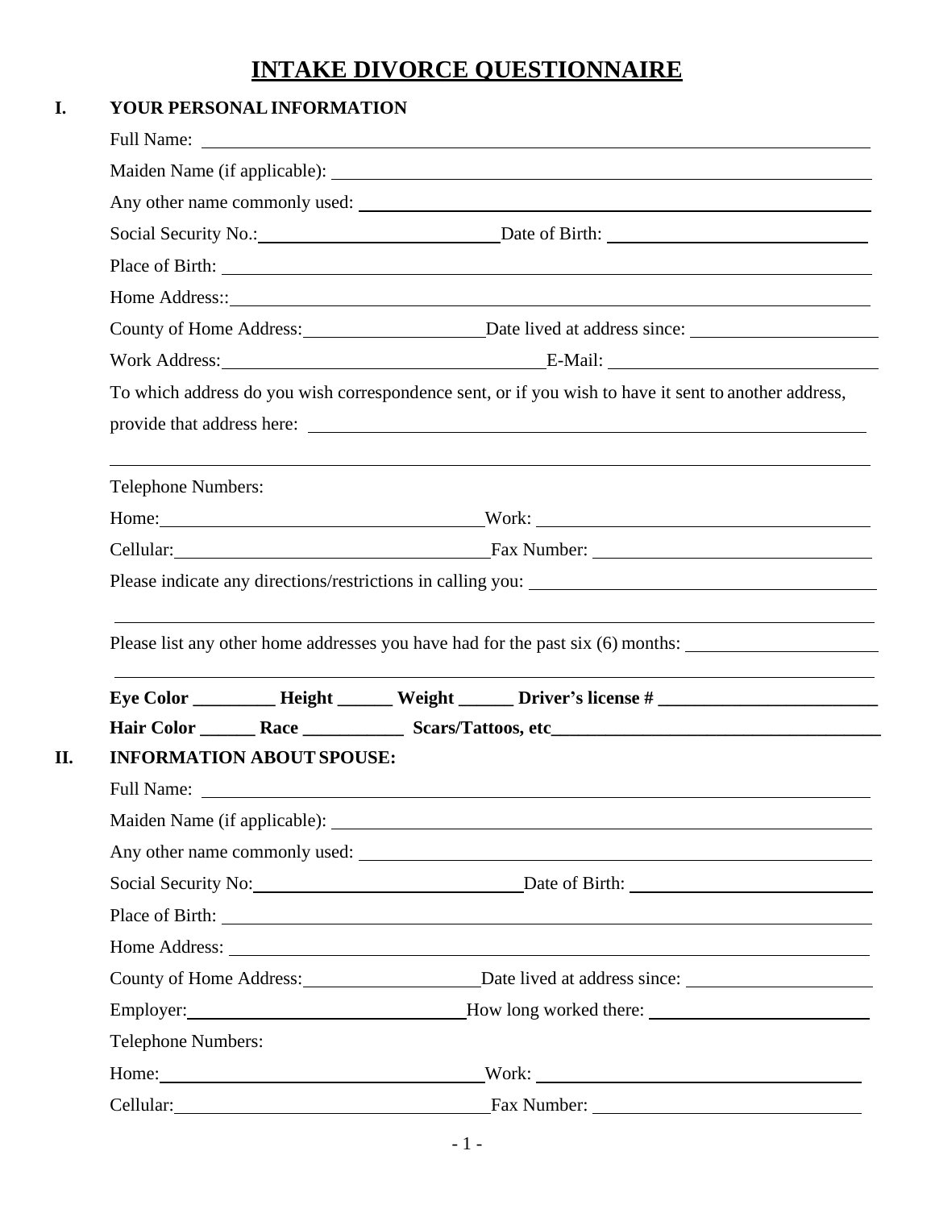# INTAKE DIVORCE QUESTIONNAIRE

## I. YOUR PERSONAL INFORMATION

Full Name: ____________________

Maiden Name (if applicable): ____________________

Any other name commonly used: ____________________

Social Security No.: ____________________ Date of Birth: ____________________

Place of Birth: ____________________

Home Address:: ____________________

County of Home Address: ____________________ Date lived at address since: ____________________

Work Address: ____________________ E-Mail: ____________________

To which address do you wish correspondence sent, or if you wish to have it sent to another address, provide that address here: ____________________

____________________

Telephone Numbers:

Home: ____________________ Work: ____________________

Cellular: ____________________ Fax Number: ____________________

Please indicate any directions/restrictions in calling you: ____________________

____________________

Please list any other home addresses you have had for the past six (6) months: ____________________

____________________

**Eye Color _________ Height ______ Weight ______ Driver's license # ________________________**

**Hair Color ______ Race ___________ Scars/Tattoos, etc____________________________________**

## II. INFORMATION ABOUT SPOUSE:

Full Name: ____________________

Maiden Name (if applicable): ____________________

Any other name commonly used: ____________________

Social Security No: ____________________ Date of Birth: ____________________

Place of Birth: ____________________

Home Address: ____________________

County of Home Address: ____________________ Date lived at address since: ____________________

Employer: ____________________ How long worked there: ____________________

Telephone Numbers:

Home: ____________________ Work: ____________________

Cellular: ____________________ Fax Number: ____________________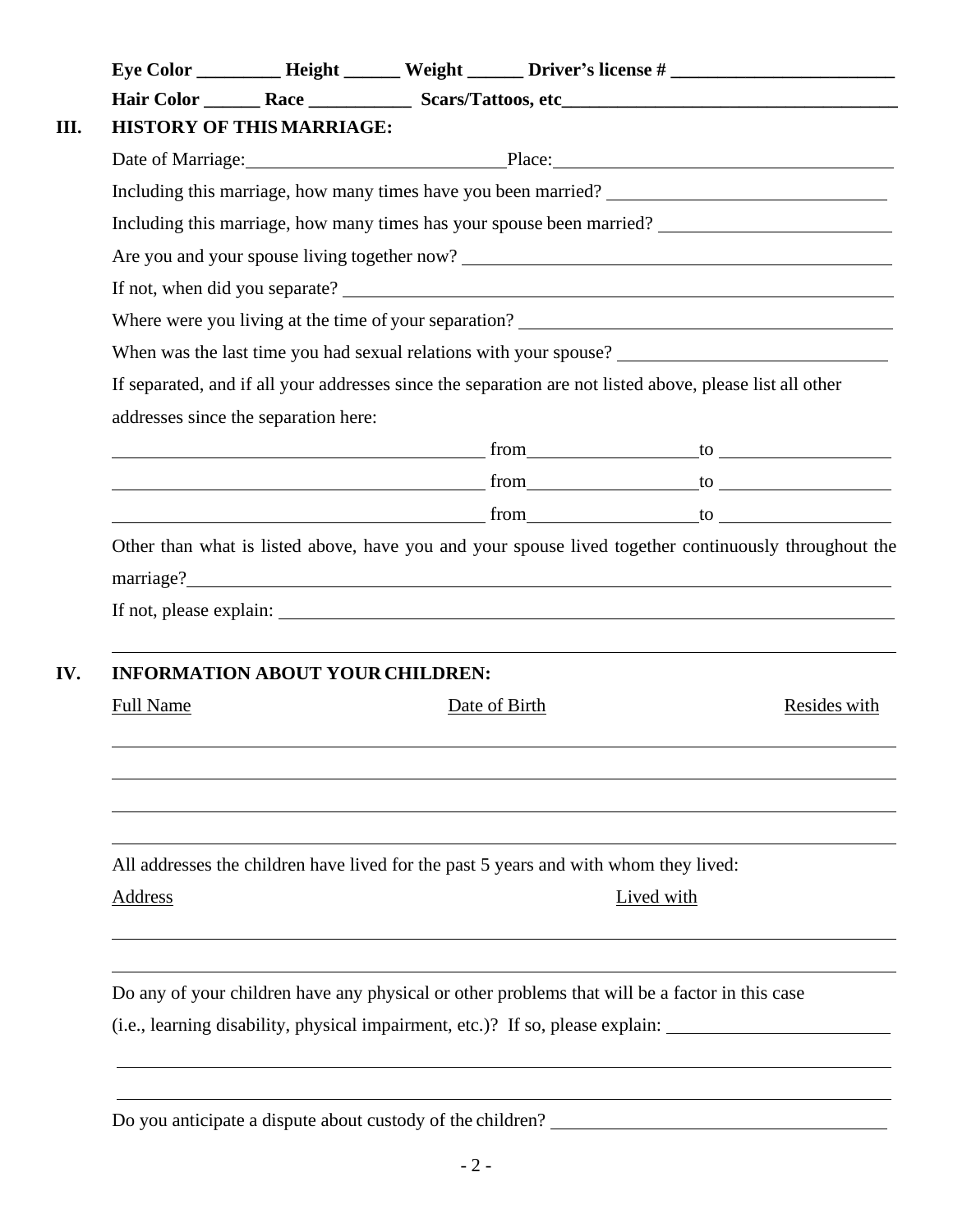**Eye Color _________ Height ______ Weight ______ Driver's license # ________________________**

**Hair Color ______ Race ___________ Scars/Tattoos, etc____________________________________**

## III. HISTORY OF THIS MARRIAGE:

Date of Marriage: ____________________________ Place: ____________________________________

Including this marriage, how many times have you been married? ______________________________

Including this marriage, how many times has your spouse been married? _________________________

Are you and your spouse living together now? _______________________________________________

If not, when did you separate? ____________________________________________________________

Where were you living at the time of your separation? __________________________________________

When was the last time you had sexual relations with your spouse? _____________________________

If separated, and if all your addresses since the separation are not listed above, please list all other addresses since the separation here:

________________________________________ from __________________ to __________________

________________________________________ from __________________ to __________________

________________________________________ from __________________ to __________________

Other than what is listed above, have you and your spouse lived together continuously throughout the marriage? ________________________________________________________________________

If not, please explain: _____________________________________________________________________

_____________________________________________________________________________________

## IV. INFORMATION ABOUT YOUR CHILDREN:

| Full Name | Date of Birth | Resides with |
| --- | --- | --- |
| | | |
| | | |
| | | |
| | | |

All addresses the children have lived for the past 5 years and with whom they lived:

| Address | Lived with |
| --- | --- |
| | |
| | |

Do any of your children have any physical or other problems that will be a factor in this case (i.e., learning disability, physical impairment, etc.)? If so, please explain: ________________________

_____________________________________________________________________________________

_____________________________________________________________________________________

Do you anticipate a dispute about custody of the children? ____________________________________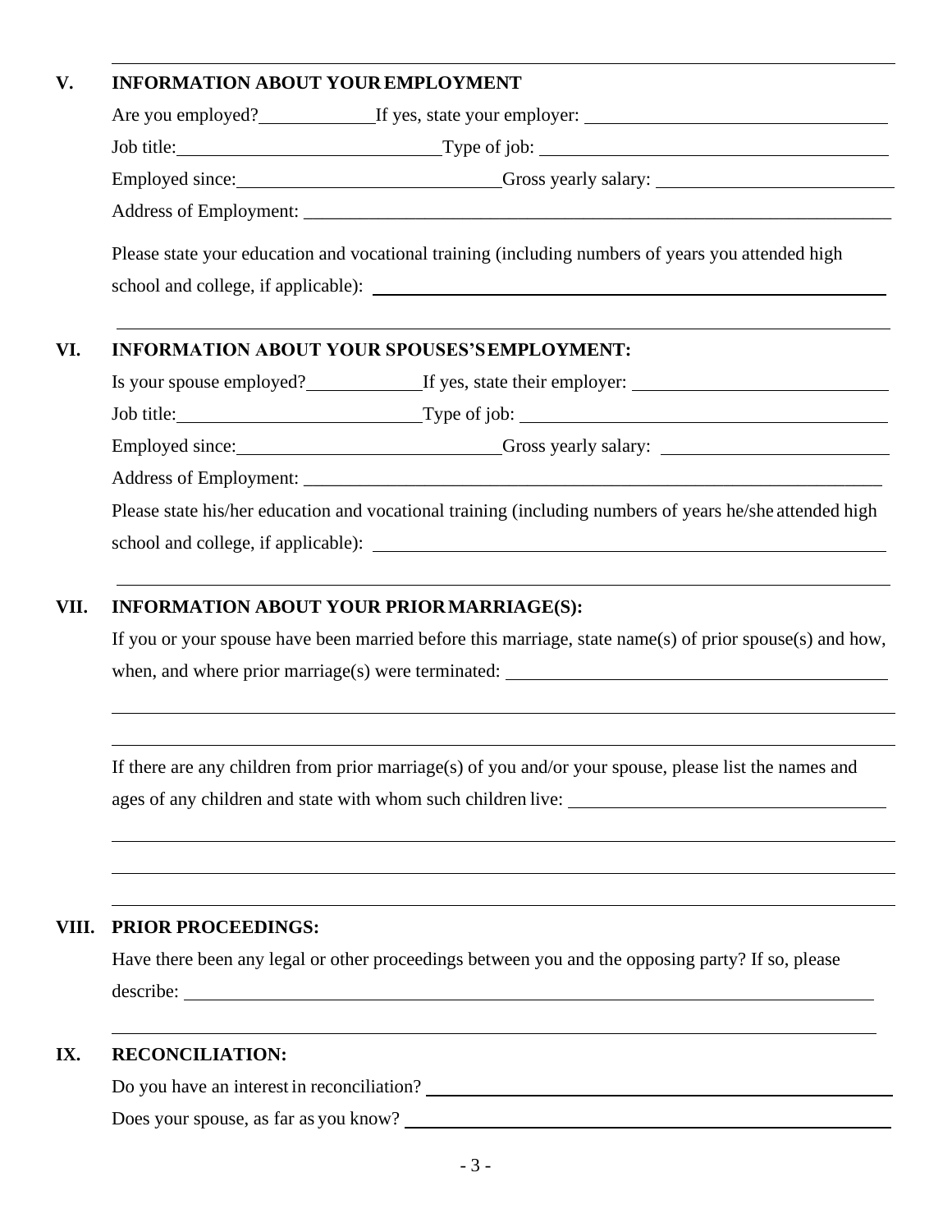## V. INFORMATION ABOUT YOUR EMPLOYMENT

Are you employed?\_\_\_\_\_\_\_\_\_\_ If yes, state your employer: \_\_\_\_\_\_\_\_\_\_\_\_\_\_\_\_\_\_\_\_\_\_\_\_\_\_\_\_

Job title:\_\_\_\_\_\_\_\_\_\_\_\_\_\_\_\_\_\_\_\_\_\_\_\_ Type of job: \_\_\_\_\_\_\_\_\_\_\_\_\_\_\_\_\_\_\_\_\_\_\_\_\_\_\_\_\_\_\_\_

Employed since:\_\_\_\_\_\_\_\_\_\_\_\_\_\_\_\_\_\_\_\_\_\_\_\_ Gross yearly salary: \_\_\_\_\_\_\_\_\_\_\_\_\_\_\_\_\_\_\_\_\_\_

Address of Employment: \_\_\_\_\_\_\_\_\_\_\_\_\_\_\_\_\_\_\_\_\_\_\_\_\_\_\_\_\_\_\_\_\_\_\_\_\_\_\_\_\_\_\_\_\_\_\_\_\_\_\_\_\_\_

Please state your education and vocational training (including numbers of years you attended high school and college, if applicable): \_\_\_\_\_\_\_\_\_\_\_\_\_\_\_\_\_\_\_\_\_\_\_\_\_\_\_\_\_\_\_\_\_\_\_\_\_\_\_\_\_\_\_\_\_\_

## VI. INFORMATION ABOUT YOUR SPOUSES'S EMPLOYMENT:

Is your spouse employed?\_\_\_\_\_\_\_\_\_\_ If yes, state their employer: \_\_\_\_\_\_\_\_\_\_\_\_\_\_\_\_\_\_\_\_\_\_\_\_

Job title:\_\_\_\_\_\_\_\_\_\_\_\_\_\_\_\_\_\_\_\_\_\_\_\_ Type of job: \_\_\_\_\_\_\_\_\_\_\_\_\_\_\_\_\_\_\_\_\_\_\_\_\_\_\_\_\_\_\_\_

Employed since:\_\_\_\_\_\_\_\_\_\_\_\_\_\_\_\_\_\_\_\_\_\_\_\_ Gross yearly salary: \_\_\_\_\_\_\_\_\_\_\_\_\_\_\_\_\_\_\_\_\_\_

Address of Employment: \_\_\_\_\_\_\_\_\_\_\_\_\_\_\_\_\_\_\_\_\_\_\_\_\_\_\_\_\_\_\_\_\_\_\_\_\_\_\_\_\_\_\_\_\_\_\_\_\_\_\_\_\_\_

Please state his/her education and vocational training (including numbers of years he/she attended high school and college, if applicable): \_\_\_\_\_\_\_\_\_\_\_\_\_\_\_\_\_\_\_\_\_\_\_\_\_\_\_\_\_\_\_\_\_\_\_\_\_\_\_\_\_\_\_\_\_\_

## VII. INFORMATION ABOUT YOUR PRIOR MARRIAGE(S):

If you or your spouse have been married before this marriage, state name(s) of prior spouse(s) and how, when, and where prior marriage(s) were terminated: \_\_\_\_\_\_\_\_\_\_\_\_\_\_\_\_\_\_\_\_\_\_\_\_\_\_\_\_\_\_\_\_\_\_\_\_

If there are any children from prior marriage(s) of you and/or your spouse, please list the names and ages of any children and state with whom such children live: \_\_\_\_\_\_\_\_\_\_\_\_\_\_\_\_\_\_\_\_\_\_\_\_\_\_\_\_\_\_

## VIII. PRIOR PROCEEDINGS:

Have there been any legal or other proceedings between you and the opposing party? If so, please describe: \_\_\_\_\_\_\_\_\_\_\_\_\_\_\_\_\_\_\_\_\_\_\_\_\_\_\_\_\_\_\_\_\_\_\_\_\_\_\_\_\_\_\_\_\_\_\_\_\_\_\_\_\_\_\_\_\_\_\_\_\_\_\_\_

## IX. RECONCILIATION:

Do you have an interest in reconciliation? \_\_\_\_\_\_\_\_\_\_\_\_\_\_\_\_\_\_\_\_\_\_\_\_\_\_\_\_\_\_\_\_\_\_\_\_\_\_\_\_\_\_\_\_

Does your spouse, as far as you know? \_\_\_\_\_\_\_\_\_\_\_\_\_\_\_\_\_\_\_\_\_\_\_\_\_\_\_\_\_\_\_\_\_\_\_\_\_\_\_\_\_\_\_\_\_\_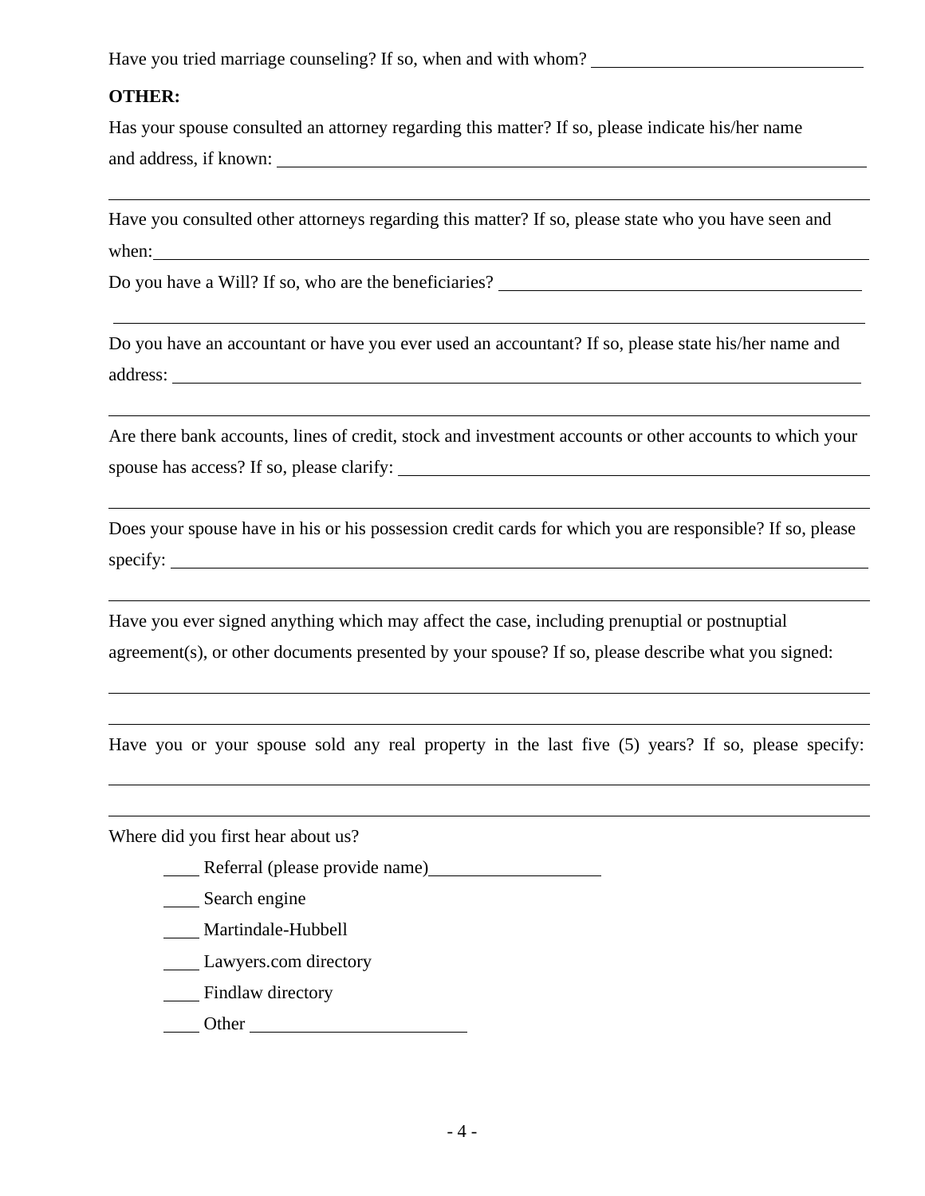Have you tried marriage counseling? If so, when and with whom? ______________________________

**OTHER:**

Has your spouse consulted an attorney regarding this matter? If so, please indicate his/her name and address, if known: ______________________________________________________________

______________________________________________________________________________

Have you consulted other attorneys regarding this matter? If so, please state who you have seen and when:____________________________________________________________________________

Do you have a Will? If so, who are the beneficiaries? ________________________________________

______________________________________________________________________________

Do you have an accountant or have you ever used an accountant? If so, please state his/her name and address: ________________________________________________________________________

______________________________________________________________________________

Are there bank accounts, lines of credit, stock and investment accounts or other accounts to which your spouse has access? If so, please clarify: ____________________________________________________

______________________________________________________________________________

Does your spouse have in his or his possession credit cards for which you are responsible? If so, please specify: ________________________________________________________________________

______________________________________________________________________________

Have you ever signed anything which may affect the case, including prenuptial or postnuptial agreement(s), or other documents presented by your spouse? If so, please describe what you signed:

______________________________________________________________________________

______________________________________________________________________________

Have you or your spouse sold any real property in the last five (5) years? If so, please specify:

______________________________________________________________________________

______________________________________________________________________________

Where did you first hear about us?

____ Referral (please provide name)__________________

____ Search engine

____ Martindale-Hubbell

____ Lawyers.com directory

____ Findlaw directory

____ Other ________________________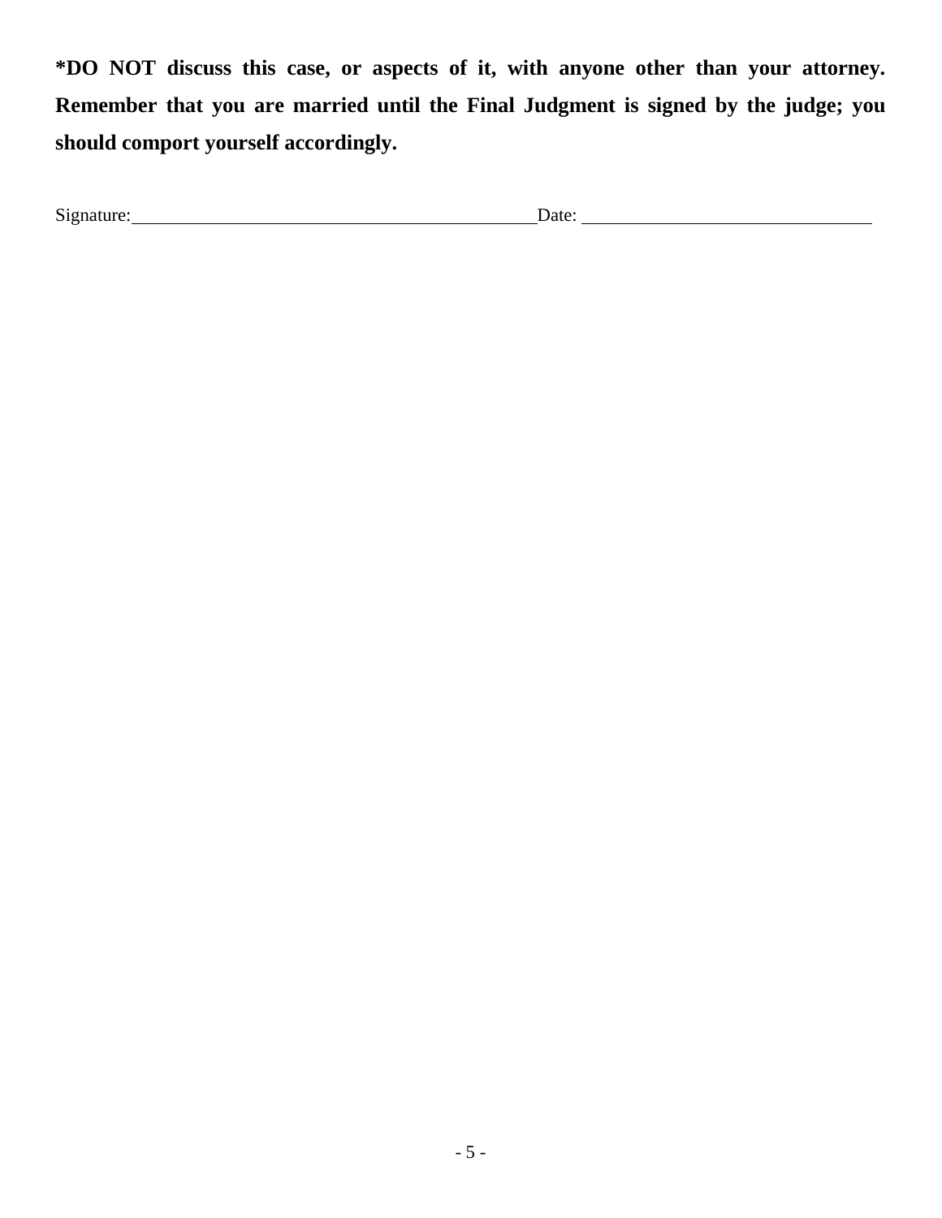**\*DO NOT discuss this case, or aspects of it, with anyone other than your attorney. Remember that you are married until the Final Judgment is signed by the judge; you should comport yourself accordingly.**

Signature:\_\_\_\_\_\_\_\_\_\_\_\_\_\_\_\_\_\_\_\_\_\_\_\_\_\_\_\_\_\_\_\_\_\_\_\_\_\_\_\_\_\_Date: \_\_\_\_\_\_\_\_\_\_\_\_\_\_\_\_\_\_\_\_\_\_\_\_\_\_\_\_\_\_